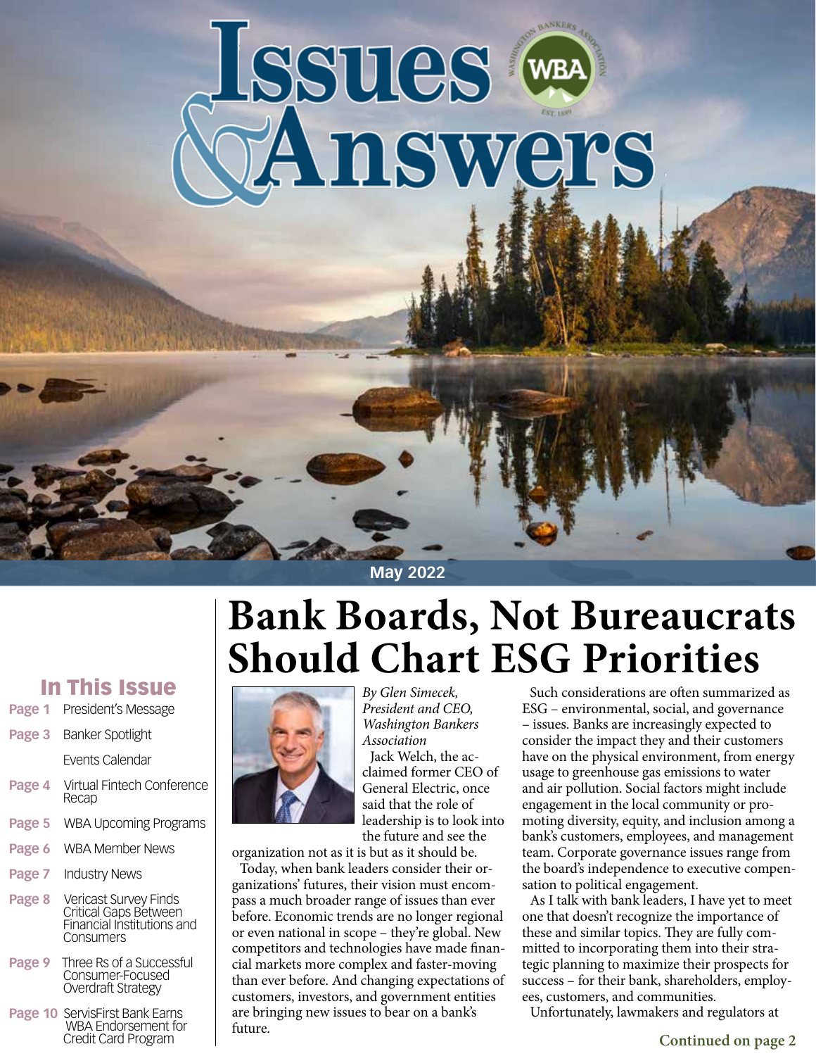# Issues & Answers

May 2022

## In This Issue

- Page 1 President's Message
- Page 3 Banker Spotlight
- Events Calendar
- Page 4 Virtual Fintech Conference Recap
- Page 5 WBA Upcoming Programs
- Page 6 WBA Member News
- Page 7 Industry News
- Page 8 Vericast Survey Finds Critical Gaps Between Financial Institutions and Consumers
- Page 9 Three Rs of a Successful Consumer-Focused Overdraft Strategy
- Page 10 ServisFirst Bank Earns WBA Endorsement for Credit Card Program

# Bank Boards, Not Bureaucrats Should Chart ESG Priorities

*By Glen Simecek, President and CEO, Washington Bankers Association*

Jack Welch, the acclaimed former CEO of General Electric, once said that the role of leadership is to look into the future and see the organization not as it is but as it should be.

Today, when bank leaders consider their organizations' futures, their vision must encompass a much broader range of issues than ever before. Economic trends are no longer regional or even national in scope – they're global. New competitors and technologies have made financial markets more complex and faster-moving than ever before. And changing expectations of customers, investors, and government entities are bringing new issues to bear on a bank's future.

Such considerations are often summarized as ESG – environmental, social, and governance – issues. Banks are increasingly expected to consider the impact they and their customers have on the physical environment, from energy usage to greenhouse gas emissions to water and air pollution. Social factors might include engagement in the local community or promoting diversity, equity, and inclusion among a bank's customers, employees, and management team. Corporate governance issues range from the board's independence to executive compensation to political engagement.

As I talk with bank leaders, I have yet to meet one that doesn't recognize the importance of these and similar topics. They are fully committed to incorporating them into their strategic planning to maximize their prospects for success – for their bank, shareholders, employees, customers, and communities.

Unfortunately, lawmakers and regulators at

**Continued on page 2**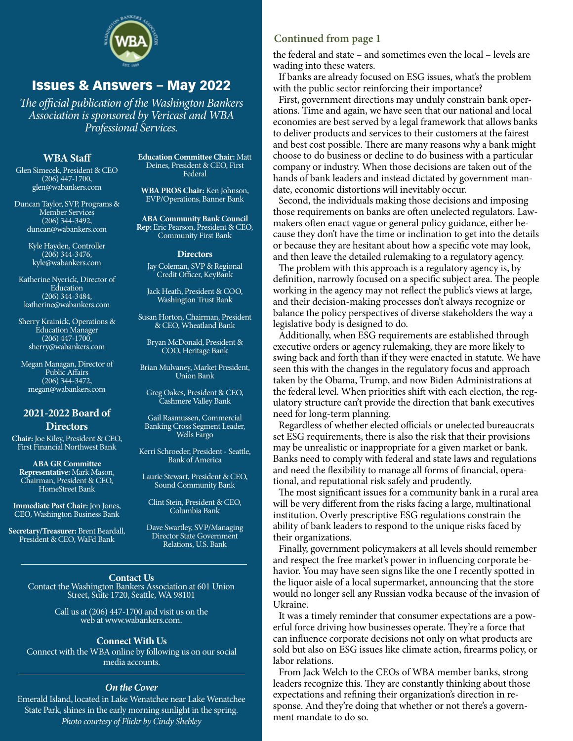# Issues & Answers – May 2022

*The official publication of the Washington Bankers Association is sponsored by Vericast and WBA Professional Services.*

## WBA Staff

Glen Simecek, President & CEO
(206) 447-1700,
glen@wabankers.com

Duncan Taylor, SVP, Programs & Member Services
(206) 344-3492,
duncan@wabankers.com

Kyle Hayden, Controller
(206) 344-3476,
kyle@wabankers.com

Katherine Nyerick, Director of Education
(206) 344-3484,
katherine@wabankers.com

Sherry Krainick, Operations & Education Manager
(206) 447-1700,
sherry@wabankers.com

Megan Managan, Director of Public Affairs
(206) 344-3472,
megan@wabankers.com

## 2021-2022 Board of Directors

**Chair:** Joe Kiley, President & CEO, First Financial Northwest Bank

**ABA GR Committee Representative:** Mark Mason, Chairman, President & CEO, HomeStreet Bank

**Immediate Past Chair:** Jon Jones, CEO, Washington Business Bank

**Secretary/Treasurer:** Brent Beardall, President & CEO, WaFd Bank

**Education Committee Chair:** Matt Deines, President & CEO, First Federal

**WBA PROS Chair:** Ken Johnson, EVP/Operations, Banner Bank

**ABA Community Bank Council Rep:** Eric Pearson, President & CEO, Community First Bank

### Directors

Jay Coleman, SVP & Regional Credit Officer, KeyBank

Jack Heath, President & COO, Washington Trust Bank

Susan Horton, Chairman, President & CEO, Wheatland Bank

Bryan McDonald, President & COO, Heritage Bank

Brian Mulvaney, Market President, Union Bank

Greg Oakes, President & CEO, Cashmere Valley Bank

Gail Rasmussen, Commercial Banking Cross Segment Leader, Wells Fargo

Kerri Schroeder, President - Seattle, Bank of America

Laurie Stewart, President & CEO, Sound Community Bank

Clint Stein, President & CEO, Columbia Bank

Dave Swartley, SVP/Managing Director State Government Relations, U.S. Bank

### Contact Us

Contact the Washington Bankers Association at 601 Union Street, Suite 1720, Seattle, WA 98101

Call us at (206) 447-1700 and visit us on the web at www.wabankers.com.

### Connect With Us

Connect with the WBA online by following us on our social media accounts.

### *On the Cover*

Emerald Island, located in Lake Wenatchee near Lake Wenatchee State Park, shines in the early morning sunlight in the spring.
*Photo courtesy of Flickr by Cindy Shebley*

---

**Continued from page 1**

the federal and state – and sometimes even the local – levels are wading into these waters.

If banks are already focused on ESG issues, what's the problem with the public sector reinforcing their importance?

First, government directions may unduly constrain bank operations. Time and again, we have seen that our national and local economies are best served by a legal framework that allows banks to deliver products and services to their customers at the fairest and best cost possible. There are many reasons why a bank might choose to do business or decline to do business with a particular company or industry. When those decisions are taken out of the hands of bank leaders and instead dictated by government mandate, economic distortions will inevitably occur.

Second, the individuals making those decisions and imposing those requirements on banks are often unelected regulators. Lawmakers often enact vague or general policy guidance, either because they don't have the time or inclination to get into the details or because they are hesitant about how a specific vote may look, and then leave the detailed rulemaking to a regulatory agency.

The problem with this approach is a regulatory agency is, by definition, narrowly focused on a specific subject area. The people working in the agency may not reflect the public's views at large, and their decision-making processes don't always recognize or balance the policy perspectives of diverse stakeholders the way a legislative body is designed to do.

Additionally, when ESG requirements are established through executive orders or agency rulemaking, they are more likely to swing back and forth than if they were enacted in statute. We have seen this with the changes in the regulatory focus and approach taken by the Obama, Trump, and now Biden Administrations at the federal level. When priorities shift with each election, the regulatory structure can't provide the direction that bank executives need for long-term planning.

Regardless of whether elected officials or unelected bureaucrats set ESG requirements, there is also the risk that their provisions may be unrealistic or inappropriate for a given market or bank. Banks need to comply with federal and state laws and regulations and need the flexibility to manage all forms of financial, operational, and reputational risk safely and prudently.

The most significant issues for a community bank in a rural area will be very different from the risks facing a large, multinational institution. Overly prescriptive ESG regulations constrain the ability of bank leaders to respond to the unique risks faced by their organizations.

Finally, government policymakers at all levels should remember and respect the free market's power in influencing corporate behavior. You may have seen signs like the one I recently spotted in the liquor aisle of a local supermarket, announcing that the store would no longer sell any Russian vodka because of the invasion of Ukraine.

It was a timely reminder that consumer expectations are a powerful force driving how businesses operate. They're a force that can influence corporate decisions not only on what products are sold but also on ESG issues like climate action, firearms policy, or labor relations.

From Jack Welch to the CEOs of WBA member banks, strong leaders recognize this. They are constantly thinking about those expectations and refining their organization's direction in response. And they're doing that whether or not there's a government mandate to do so.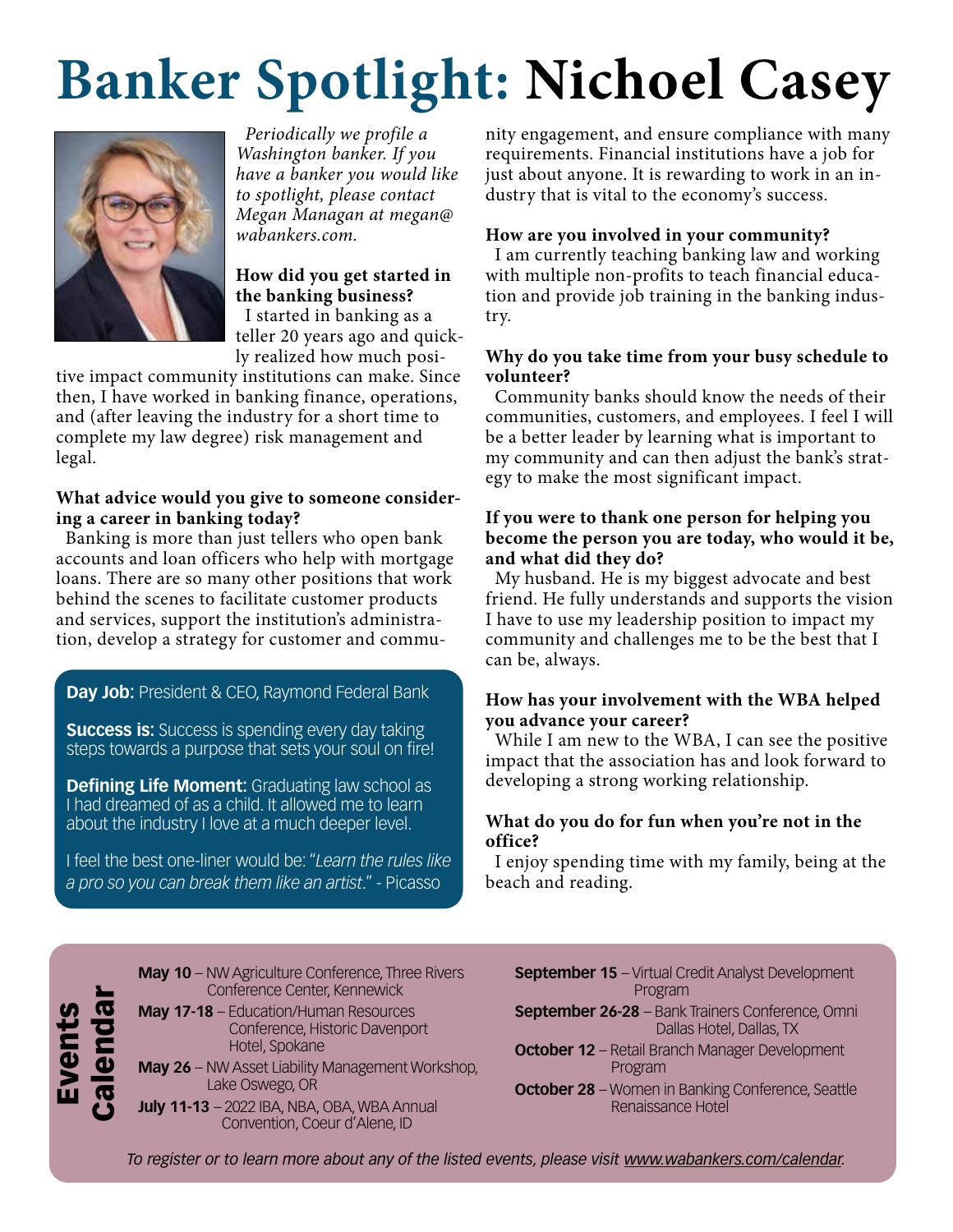# Banker Spotlight: Nichoel Casey

*Periodically we profile a Washington banker. If you have a banker you would like to spotlight, please contact Megan Managan at megan@wabankers.com.*

**How did you get started in the banking business?**

I started in banking as a teller 20 years ago and quickly realized how much positive impact community institutions can make. Since then, I have worked in banking finance, operations, and (after leaving the industry for a short time to complete my law degree) risk management and legal.

**What advice would you give to someone considering a career in banking today?**

Banking is more than just tellers who open bank accounts and loan officers who help with mortgage loans. There are so many other positions that work behind the scenes to facilitate customer products and services, support the institution's administration, develop a strategy for customer and community engagement, and ensure compliance with many requirements. Financial institutions have a job for just about anyone. It is rewarding to work in an industry that is vital to the economy's success.

**Day Job:** President & CEO, Raymond Federal Bank

**Success is:** Success is spending every day taking steps towards a purpose that sets your soul on fire!

**Defining Life Moment:** Graduating law school as I had dreamed of as a child. It allowed me to learn about the industry I love at a much deeper level.

I feel the best one-liner would be: "*Learn the rules like a pro so you can break them like an artist*." - Picasso

**How are you involved in your community?**

I am currently teaching banking law and working with multiple non-profits to teach financial education and provide job training in the banking industry.

**Why do you take time from your busy schedule to volunteer?**

Community banks should know the needs of their communities, customers, and employees. I feel I will be a better leader by learning what is important to my community and can then adjust the bank's strategy to make the most significant impact.

**If you were to thank one person for helping you become the person you are today, who would it be, and what did they do?**

My husband. He is my biggest advocate and best friend. He fully understands and supports the vision I have to use my leadership position to impact my community and challenges me to be the best that I can be, always.

**How has your involvement with the WBA helped you advance your career?**

While I am new to the WBA, I can see the positive impact that the association has and look forward to developing a strong working relationship.

**What do you do for fun when you're not in the office?**

I enjoy spending time with my family, being at the beach and reading.

## Events Calendar

**May 10** – NW Agriculture Conference, Three Rivers Conference Center, Kennewick

**May 17-18** – Education/Human Resources Conference, Historic Davenport Hotel, Spokane

**May 26** – NW Asset Liability Management Workshop, Lake Oswego, OR

**July 11-13** – 2022 IBA, NBA, OBA, WBA Annual Convention, Coeur d'Alene, ID

**September 15** – Virtual Credit Analyst Development Program

**September 26-28** – Bank Trainers Conference, Omni Dallas Hotel, Dallas, TX

**October 12** – Retail Branch Manager Development Program

**October 28** – Women in Banking Conference, Seattle Renaissance Hotel

*To register or to learn more about any of the listed events, please visit www.wabankers.com/calendar.*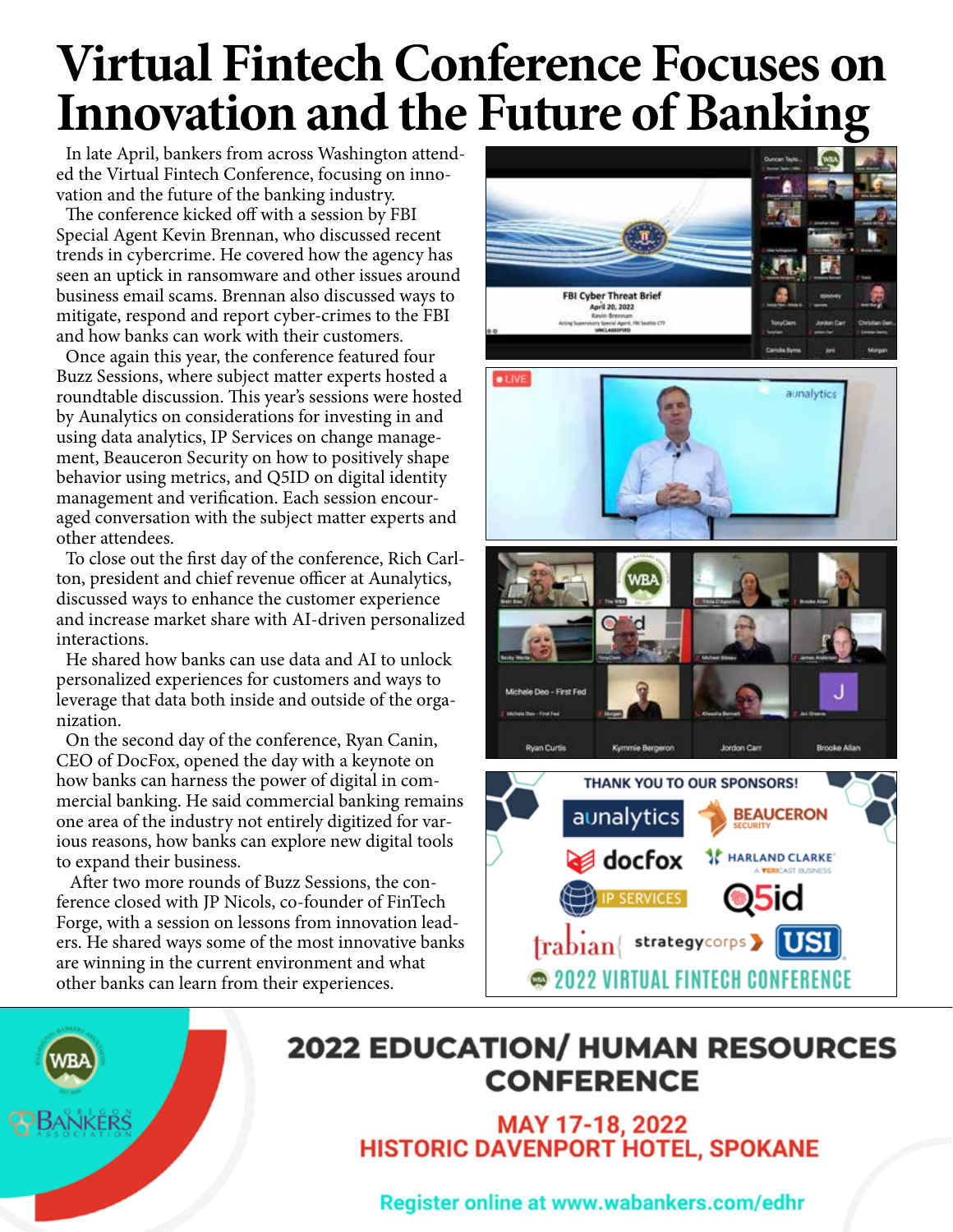# Virtual Fintech Conference Focuses on Innovation and the Future of Banking

In late April, bankers from across Washington attended the Virtual Fintech Conference, focusing on innovation and the future of the banking industry.

The conference kicked off with a session by FBI Special Agent Kevin Brennan, who discussed recent trends in cybercrime. He covered how the agency has seen an uptick in ransomware and other issues around business email scams. Brennan also discussed ways to mitigate, respond and report cyber-crimes to the FBI and how banks can work with their customers.

Once again this year, the conference featured four Buzz Sessions, where subject matter experts hosted a roundtable discussion. This year's sessions were hosted by Aunalytics on considerations for investing in and using data analytics, IP Services on change management, Beauceron Security on how to positively shape behavior using metrics, and Q5ID on digital identity management and verification. Each session encouraged conversation with the subject matter experts and other attendees.

To close out the first day of the conference, Rich Carlton, president and chief revenue officer at Aunalytics, discussed ways to enhance the customer experience and increase market share with AI-driven personalized interactions.

He shared how banks can use data and AI to unlock personalized experiences for customers and ways to leverage that data both inside and outside of the organization.

On the second day of the conference, Ryan Canin, CEO of DocFox, opened the day with a keynote on how banks can harness the power of digital in commercial banking. He said commercial banking remains one area of the industry not entirely digitized for various reasons, how banks can explore new digital tools to expand their business.

After two more rounds of Buzz Sessions, the conference closed with JP Nicols, co-founder of FinTech Forge, with a session on lessons from innovation leaders. He shared ways some of the most innovative banks are winning in the current environment and what other banks can learn from their experiences.

THANK YOU TO OUR SPONSORS!

aunalytics · BEAUCERON SECURITY · docfox · HARLAND CLARKE A VERICAST BUSINESS · IP SERVICES · Q5id · trabian · strategycorps · USI

2022 VIRTUAL FINTECH CONFERENCE

## 2022 EDUCATION/ HUMAN RESOURCES CONFERENCE

**MAY 17-18, 2022**
**HISTORIC DAVENPORT HOTEL, SPOKANE**

Register online at www.wabankers.com/edhr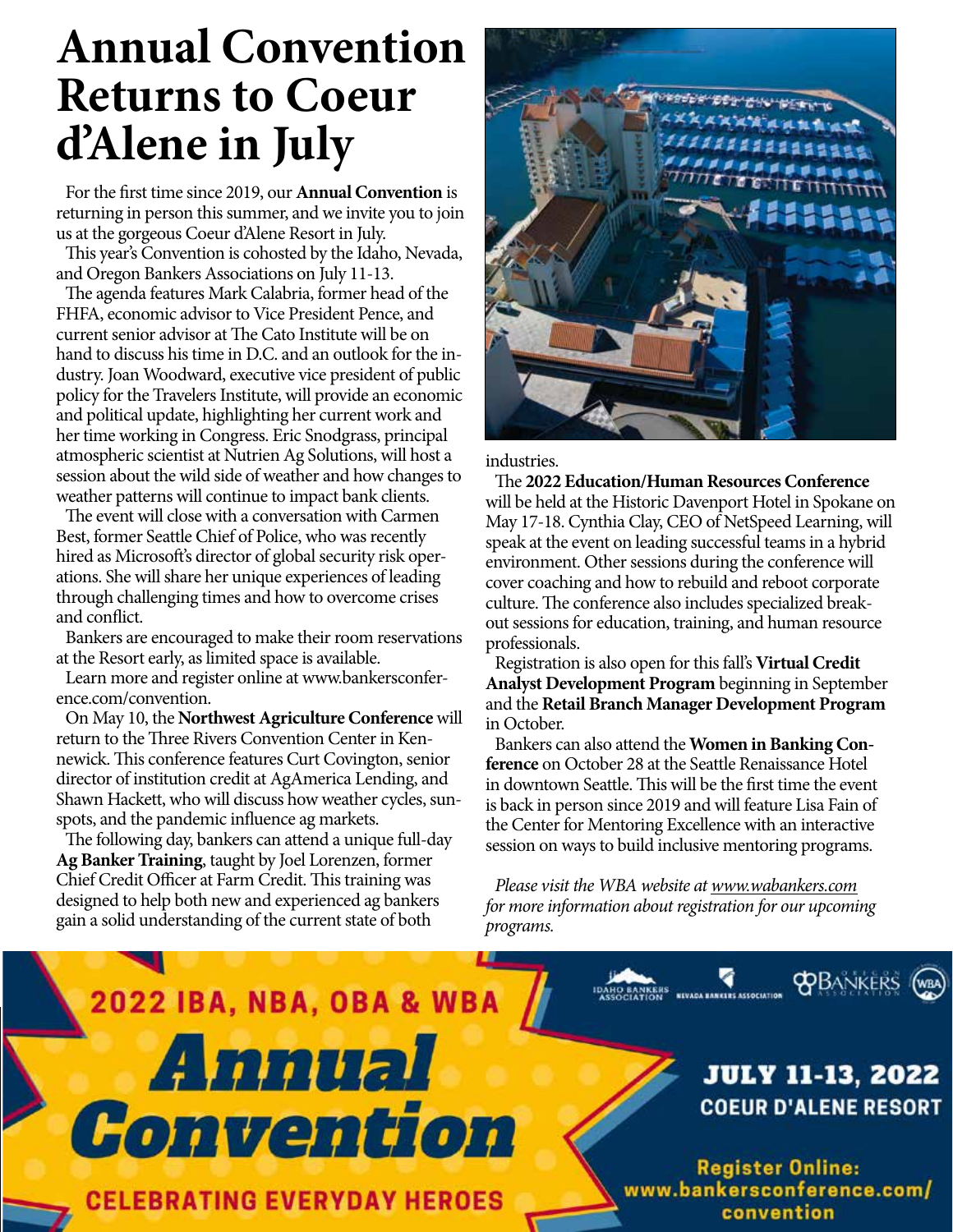# Annual Convention Returns to Coeur d'Alene in July

For the first time since 2019, our **Annual Convention** is returning in person this summer, and we invite you to join us at the gorgeous Coeur d'Alene Resort in July.

This year's Convention is cohosted by the Idaho, Nevada, and Oregon Bankers Associations on July 11-13.

The agenda features Mark Calabria, former head of the FHFA, economic advisor to Vice President Pence, and current senior advisor at The Cato Institute will be on hand to discuss his time in D.C. and an outlook for the industry. Joan Woodward, executive vice president of public policy for the Travelers Institute, will provide an economic and political update, highlighting her current work and her time working in Congress. Eric Snodgrass, principal atmospheric scientist at Nutrien Ag Solutions, will host a session about the wild side of weather and how changes to weather patterns will continue to impact bank clients.

The event will close with a conversation with Carmen Best, former Seattle Chief of Police, who was recently hired as Microsoft's director of global security risk operations. She will share her unique experiences of leading through challenging times and how to overcome crises and conflict.

Bankers are encouraged to make their room reservations at the Resort early, as limited space is available.

Learn more and register online at www.bankersconference.com/convention.

On May 10, the **Northwest Agriculture Conference** will return to the Three Rivers Convention Center in Kennewick. This conference features Curt Covington, senior director of institution credit at AgAmerica Lending, and Shawn Hackett, who will discuss how weather cycles, sunspots, and the pandemic influence ag markets.

The following day, bankers can attend a unique full-day **Ag Banker Training**, taught by Joel Lorenzen, former Chief Credit Officer at Farm Credit. This training was designed to help both new and experienced ag bankers gain a solid understanding of the current state of both industries.

The **2022 Education/Human Resources Conference** will be held at the Historic Davenport Hotel in Spokane on May 17-18. Cynthia Clay, CEO of NetSpeed Learning, will speak at the event on leading successful teams in a hybrid environment. Other sessions during the conference will cover coaching and how to rebuild and reboot corporate culture. The conference also includes specialized breakout sessions for education, training, and human resource professionals.

Registration is also open for this fall's **Virtual Credit Analyst Development Program** beginning in September and the **Retail Branch Manager Development Program** in October.

Bankers can also attend the **Women in Banking Conference** on October 28 at the Seattle Renaissance Hotel in downtown Seattle. This will be the first time the event is back in person since 2019 and will feature Lisa Fain of the Center for Mentoring Excellence with an interactive session on ways to build inclusive mentoring programs.

*Please visit the WBA website at www.wabankers.com for more information about registration for our upcoming programs.*

2022 IBA, NBA, OBA & WBA

**Annual Convention**

CELEBRATING EVERYDAY HEROES

Idaho Bankers Association | Nevada Bankers Association | Oregon Bankers Association | WBA

**JULY 11-13, 2022**

**COEUR D'ALENE RESORT**

**Register Online: www.bankersconference.com/convention**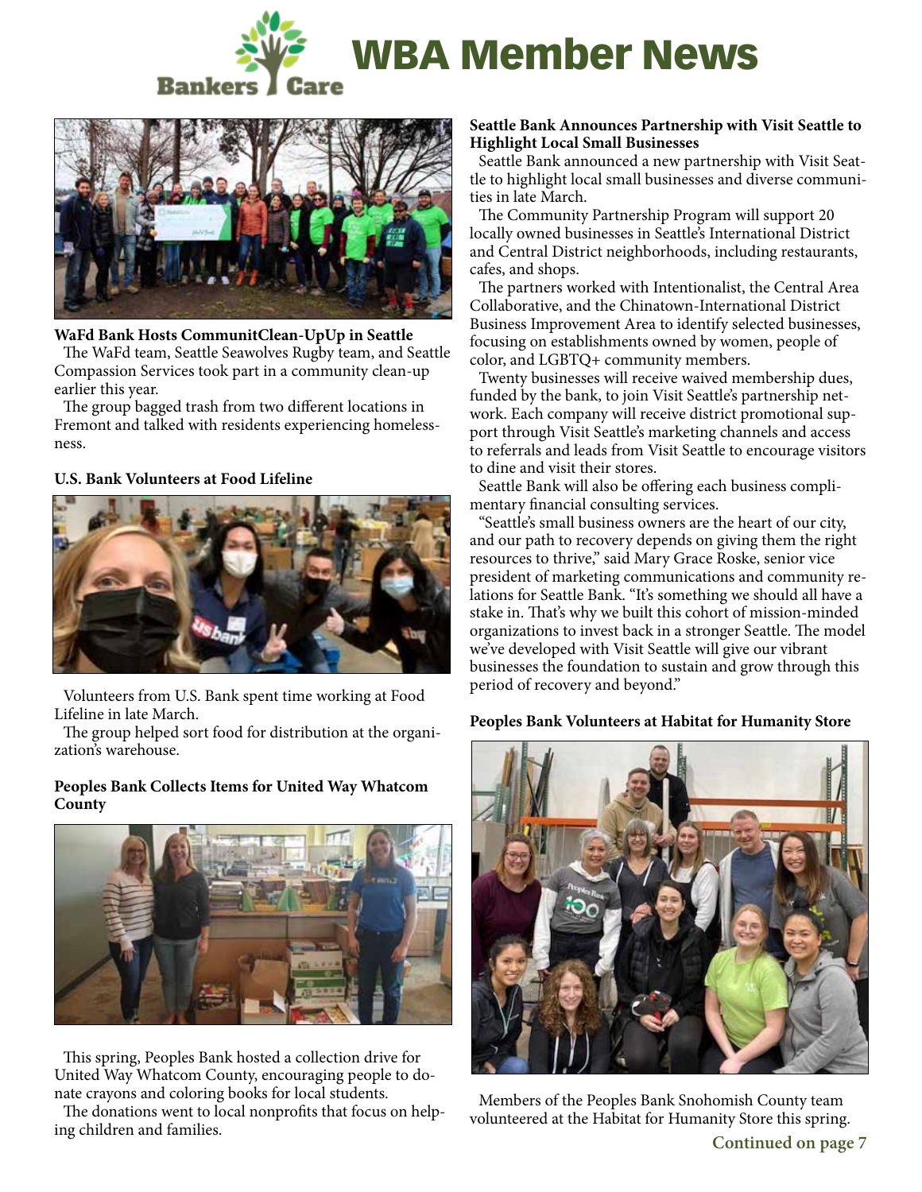# WBA Member News

Bankers Care

**WaFd Bank Hosts CommunitClean-UpUp in Seattle**

The WaFd team, Seattle Seawolves Rugby team, and Seattle Compassion Services took part in a community clean-up earlier this year.

The group bagged trash from two different locations in Fremont and talked with residents experiencing homelessness.

**U.S. Bank Volunteers at Food Lifeline**

Volunteers from U.S. Bank spent time working at Food Lifeline in late March.

The group helped sort food for distribution at the organization's warehouse.

**Peoples Bank Collects Items for United Way Whatcom County**

This spring, Peoples Bank hosted a collection drive for United Way Whatcom County, encouraging people to donate crayons and coloring books for local students.

The donations went to local nonprofits that focus on helping children and families.

**Seattle Bank Announces Partnership with Visit Seattle to Highlight Local Small Businesses**

Seattle Bank announced a new partnership with Visit Seattle to highlight local small businesses and diverse communities in late March.

The Community Partnership Program will support 20 locally owned businesses in Seattle's International District and Central District neighborhoods, including restaurants, cafes, and shops.

The partners worked with Intentionalist, the Central Area Collaborative, and the Chinatown-International District Business Improvement Area to identify selected businesses, focusing on establishments owned by women, people of color, and LGBTQ+ community members.

Twenty businesses will receive waived membership dues, funded by the bank, to join Visit Seattle's partnership network. Each company will receive district promotional support through Visit Seattle's marketing channels and access to referrals and leads from Visit Seattle to encourage visitors to dine and visit their stores.

Seattle Bank will also be offering each business complimentary financial consulting services.

"Seattle's small business owners are the heart of our city, and our path to recovery depends on giving them the right resources to thrive," said Mary Grace Roske, senior vice president of marketing communications and community relations for Seattle Bank. "It's something we should all have a stake in. That's why we built this cohort of mission-minded organizations to invest back in a stronger Seattle. The model we've developed with Visit Seattle will give our vibrant businesses the foundation to sustain and grow through this period of recovery and beyond."

**Peoples Bank Volunteers at Habitat for Humanity Store**

Members of the Peoples Bank Snohomish County team volunteered at the Habitat for Humanity Store this spring.

**Continued on page 7**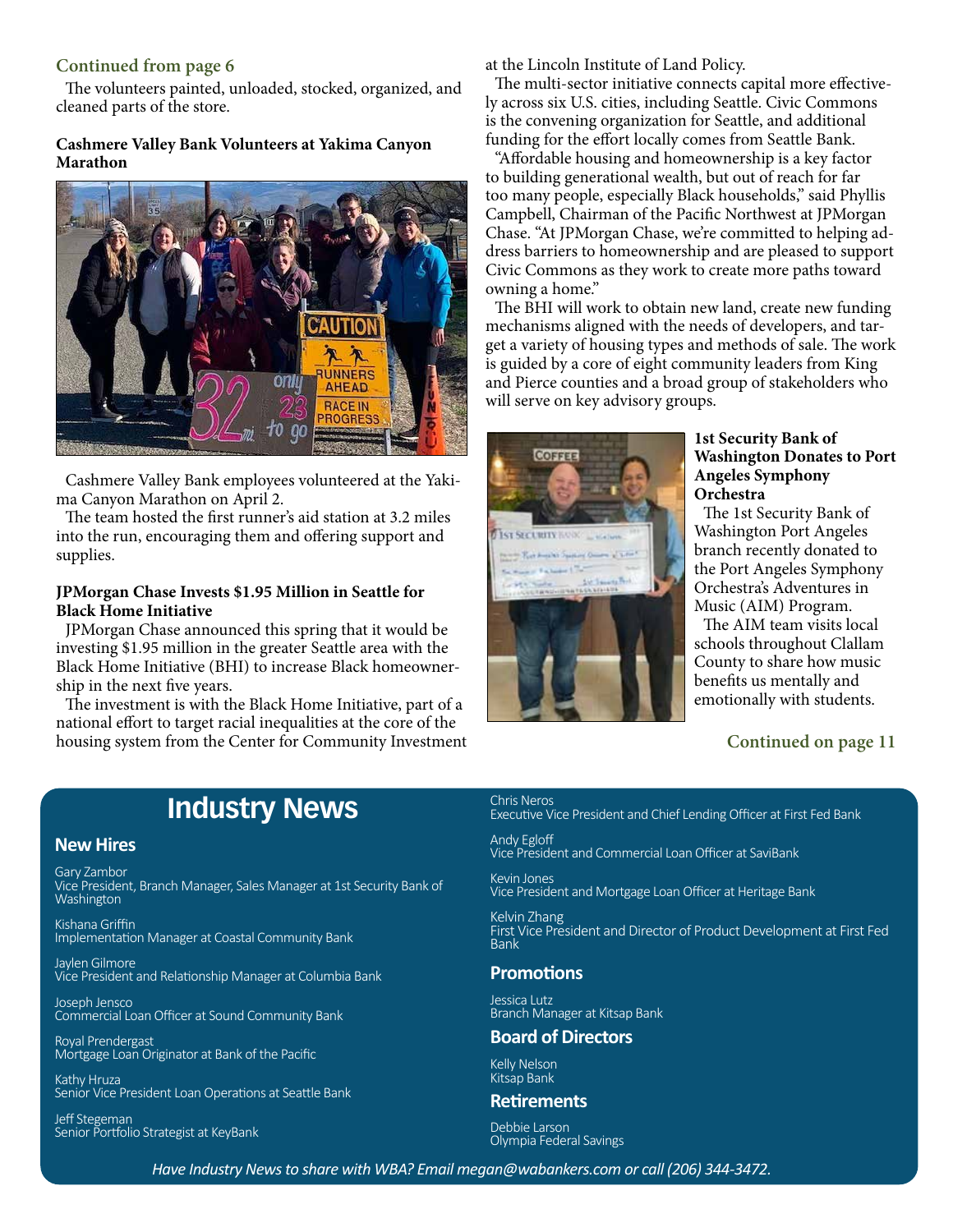**Continued from page 6**

The volunteers painted, unloaded, stocked, organized, and cleaned parts of the store.

### Cashmere Valley Bank Volunteers at Yakima Canyon Marathon

Cashmere Valley Bank employees volunteered at the Yakima Canyon Marathon on April 2.

The team hosted the first runner's aid station at 3.2 miles into the run, encouraging them and offering support and supplies.

### JPMorgan Chase Invests $1.95 Million in Seattle for Black Home Initiative

JPMorgan Chase announced this spring that it would be investing $1.95 million in the greater Seattle area with the Black Home Initiative (BHI) to increase Black homeownership in the next five years.

The investment is with the Black Home Initiative, part of a national effort to target racial inequalities at the core of the housing system from the Center for Community Investment at the Lincoln Institute of Land Policy.

The multi-sector initiative connects capital more effectively across six U.S. cities, including Seattle. Civic Commons is the convening organization for Seattle, and additional funding for the effort locally comes from Seattle Bank.

"Affordable housing and homeownership is a key factor to building generational wealth, but out of reach for far too many people, especially Black households," said Phyllis Campbell, Chairman of the Pacific Northwest at JPMorgan Chase. "At JPMorgan Chase, we're committed to helping address barriers to homeownership and are pleased to support Civic Commons as they work to create more paths toward owning a home."

The BHI will work to obtain new land, create new funding mechanisms aligned with the needs of developers, and target a variety of housing types and methods of sale. The work is guided by a core of eight community leaders from King and Pierce counties and a broad group of stakeholders who will serve on key advisory groups.

### 1st Security Bank of Washington Donates to Port Angeles Symphony Orchestra

The 1st Security Bank of Washington Port Angeles branch recently donated to the Port Angeles Symphony Orchestra's Adventures in Music (AIM) Program.

The AIM team visits local schools throughout Clallam County to share how music benefits us mentally and emotionally with students.

**Continued on page 11**

## Industry News

### New Hires

Gary Zambor
Vice President, Branch Manager, Sales Manager at 1st Security Bank of Washington

Kishana Griffin
Implementation Manager at Coastal Community Bank

Jaylen Gilmore
Vice President and Relationship Manager at Columbia Bank

Joseph Jensco
Commercial Loan Officer at Sound Community Bank

Royal Prendergast
Mortgage Loan Originator at Bank of the Pacific

Kathy Hruza
Senior Vice President Loan Operations at Seattle Bank

Jeff Stegeman
Senior Portfolio Strategist at KeyBank

Chris Neros
Executive Vice President and Chief Lending Officer at First Fed Bank

Andy Egloff
Vice President and Commercial Loan Officer at SaviBank

Kevin Jones
Vice President and Mortgage Loan Officer at Heritage Bank

Kelvin Zhang
First Vice President and Director of Product Development at First Fed Bank

### Promotions

Jessica Lutz
Branch Manager at Kitsap Bank

### Board of Directors

Kelly Nelson
Kitsap Bank

### Retirements

Debbie Larson
Olympia Federal Savings

*Have Industry News to share with WBA? Email megan@wabankers.com or call (206) 344-3472.*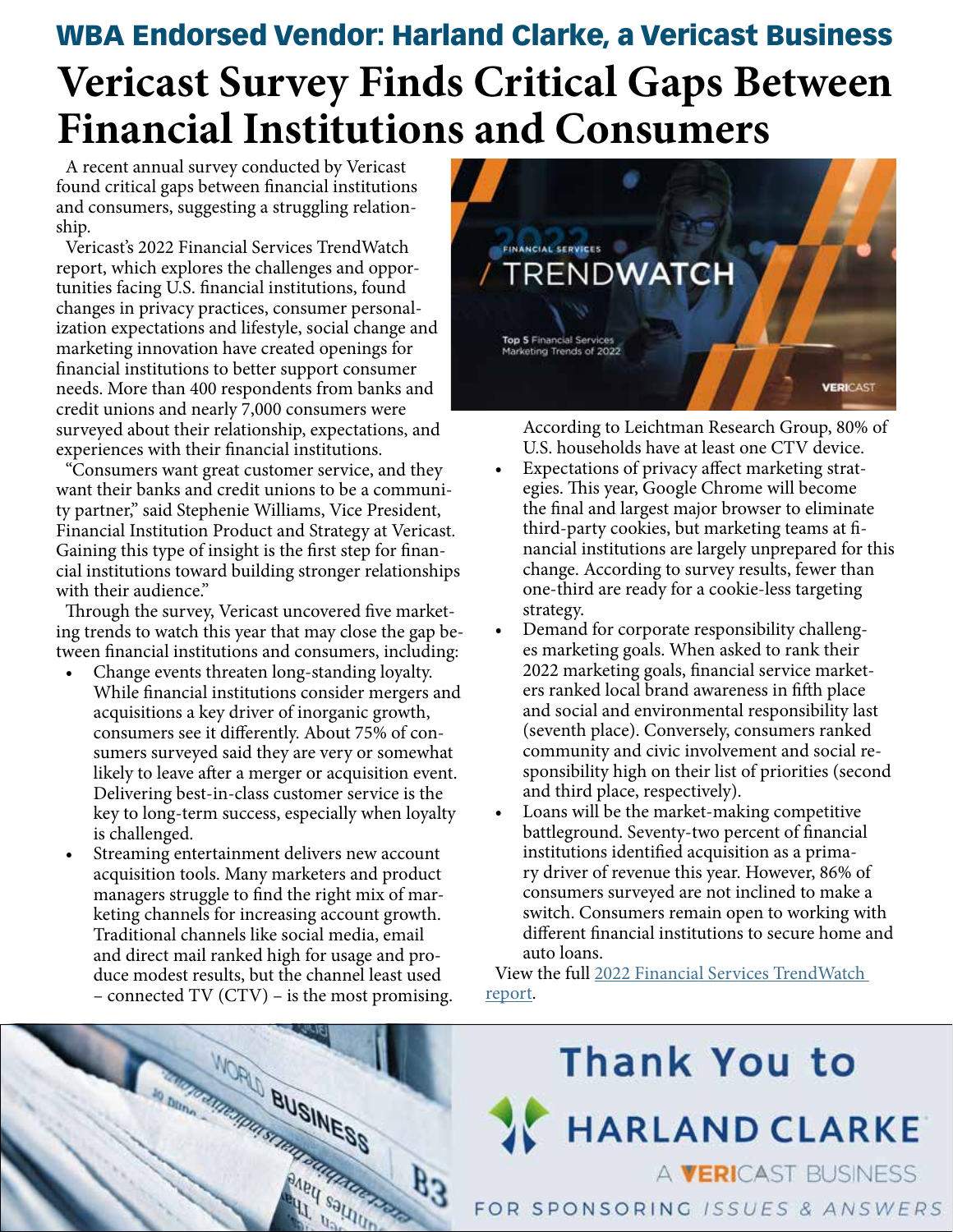## WBA Endorsed Vendor: Harland Clarke, a Vericast Business

# Vericast Survey Finds Critical Gaps Between Financial Institutions and Consumers

A recent annual survey conducted by Vericast found critical gaps between financial institutions and consumers, suggesting a struggling relationship.

Vericast's 2022 Financial Services TrendWatch report, which explores the challenges and opportunities facing U.S. financial institutions, found changes in privacy practices, consumer personalization expectations and lifestyle, social change and marketing innovation have created openings for financial institutions to better support consumer needs. More than 400 respondents from banks and credit unions and nearly 7,000 consumers were surveyed about their relationship, expectations, and experiences with their financial institutions.

"Consumers want great customer service, and they want their banks and credit unions to be a community partner," said Stephenie Williams, Vice President, Financial Institution Product and Strategy at Vericast. Gaining this type of insight is the first step for financial institutions toward building stronger relationships with their audience."

Through the survey, Vericast uncovered five marketing trends to watch this year that may close the gap between financial institutions and consumers, including:

- Change events threaten long-standing loyalty. While financial institutions consider mergers and acquisitions a key driver of inorganic growth, consumers see it differently. About 75% of consumers surveyed said they are very or somewhat likely to leave after a merger or acquisition event. Delivering best-in-class customer service is the key to long-term success, especially when loyalty is challenged.
- Streaming entertainment delivers new account acquisition tools. Many marketers and product managers struggle to find the right mix of marketing channels for increasing account growth. Traditional channels like social media, email and direct mail ranked high for usage and produce modest results, but the channel least used – connected TV (CTV) – is the most promising. According to Leichtman Research Group, 80% of U.S. households have at least one CTV device.
- Expectations of privacy affect marketing strategies. This year, Google Chrome will become the final and largest major browser to eliminate third-party cookies, but marketing teams at financial institutions are largely unprepared for this change. According to survey results, fewer than one-third are ready for a cookie-less targeting strategy.
- Demand for corporate responsibility challenges marketing goals. When asked to rank their 2022 marketing goals, financial service marketers ranked local brand awareness in fifth place and social and environmental responsibility last (seventh place). Conversely, consumers ranked community and civic involvement and social responsibility high on their list of priorities (second and third place, respectively).
- Loans will be the market-making competitive battleground. Seventy-two percent of financial institutions identified acquisition as a primary driver of revenue this year. However, 86% of consumers surveyed are not inclined to make a switch. Consumers remain open to working with different financial institutions to secure home and auto loans.

View the full [2022 Financial Services TrendWatch report](2022 Financial Services TrendWatch report).

Thank You to HARLAND CLARKE A VERICAST BUSINESS FOR SPONSORING *ISSUES & ANSWERS*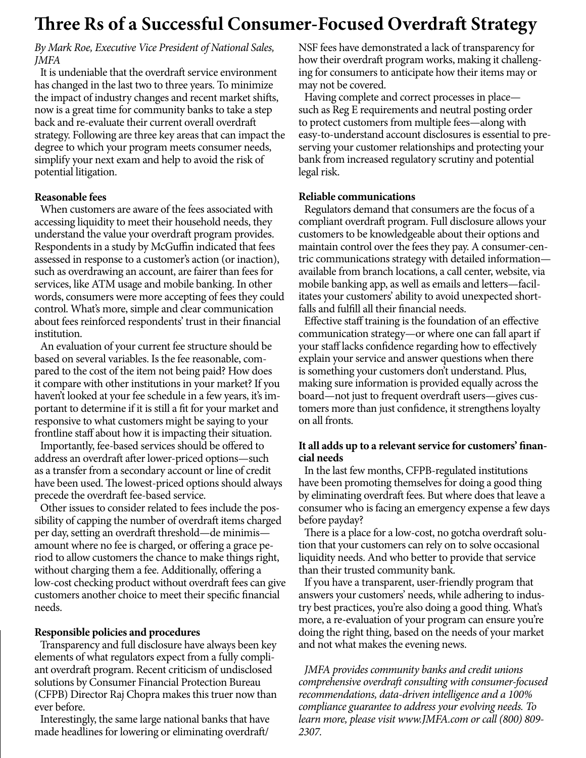# Three Rs of a Successful Consumer-Focused Overdraft Strategy

*By Mark Roe, Executive Vice President of National Sales, JMFA*

It is undeniable that the overdraft service environment has changed in the last two to three years. To minimize the impact of industry changes and recent market shifts, now is a great time for community banks to take a step back and re-evaluate their current overall overdraft strategy. Following are three key areas that can impact the degree to which your program meets consumer needs, simplify your next exam and help to avoid the risk of potential litigation.

**Reasonable fees**

When customers are aware of the fees associated with accessing liquidity to meet their household needs, they understand the value your overdraft program provides. Respondents in a study by McGuffin indicated that fees assessed in response to a customer's action (or inaction), such as overdrawing an account, are fairer than fees for services, like ATM usage and mobile banking. In other words, consumers were more accepting of fees they could control. What's more, simple and clear communication about fees reinforced respondents' trust in their financial institution.

An evaluation of your current fee structure should be based on several variables. Is the fee reasonable, compared to the cost of the item not being paid? How does it compare with other institutions in your market? If you haven't looked at your fee schedule in a few years, it's important to determine if it is still a fit for your market and responsive to what customers might be saying to your frontline staff about how it is impacting their situation.

Importantly, fee-based services should be offered to address an overdraft after lower-priced options—such as a transfer from a secondary account or line of credit have been used. The lowest-priced options should always precede the overdraft fee-based service.

Other issues to consider related to fees include the possibility of capping the number of overdraft items charged per day, setting an overdraft threshold—de minimis—amount where no fee is charged, or offering a grace period to allow customers the chance to make things right, without charging them a fee. Additionally, offering a low-cost checking product without overdraft fees can give customers another choice to meet their specific financial needs.

**Responsible policies and procedures**

Transparency and full disclosure have always been key elements of what regulators expect from a fully compliant overdraft program. Recent criticism of undisclosed solutions by Consumer Financial Protection Bureau (CFPB) Director Raj Chopra makes this truer now than ever before.

Interestingly, the same large national banks that have made headlines for lowering or eliminating overdraft/NSF fees have demonstrated a lack of transparency for how their overdraft program works, making it challenging for consumers to anticipate how their items may or may not be covered.

Having complete and correct processes in place—such as Reg E requirements and neutral posting order to protect customers from multiple fees—along with easy-to-understand account disclosures is essential to preserving your customer relationships and protecting your bank from increased regulatory scrutiny and potential legal risk.

**Reliable communications**

Regulators demand that consumers are the focus of a compliant overdraft program. Full disclosure allows your customers to be knowledgeable about their options and maintain control over the fees they pay. A consumer-centric communications strategy with detailed information—available from branch locations, a call center, website, via mobile banking app, as well as emails and letters—facilitates your customers' ability to avoid unexpected shortfalls and fulfill all their financial needs.

Effective staff training is the foundation of an effective communication strategy—or where one can fall apart if your staff lacks confidence regarding how to effectively explain your service and answer questions when there is something your customers don't understand. Plus, making sure information is provided equally across the board—not just to frequent overdraft users—gives customers more than just confidence, it strengthens loyalty on all fronts.

**It all adds up to a relevant service for customers' financial needs**

In the last few months, CFPB-regulated institutions have been promoting themselves for doing a good thing by eliminating overdraft fees. But where does that leave a consumer who is facing an emergency expense a few days before payday?

There is a place for a low-cost, no gotcha overdraft solution that your customers can rely on to solve occasional liquidity needs. And who better to provide that service than their trusted community bank.

If you have a transparent, user-friendly program that answers your customers' needs, while adhering to industry best practices, you're also doing a good thing. What's more, a re-evaluation of your program can ensure you're doing the right thing, based on the needs of your market and not what makes the evening news.

*JMFA provides community banks and credit unions comprehensive overdraft consulting with consumer-focused recommendations, data-driven intelligence and a 100% compliance guarantee to address your evolving needs. To learn more, please visit www.JMFA.com or call (800) 809-2307.*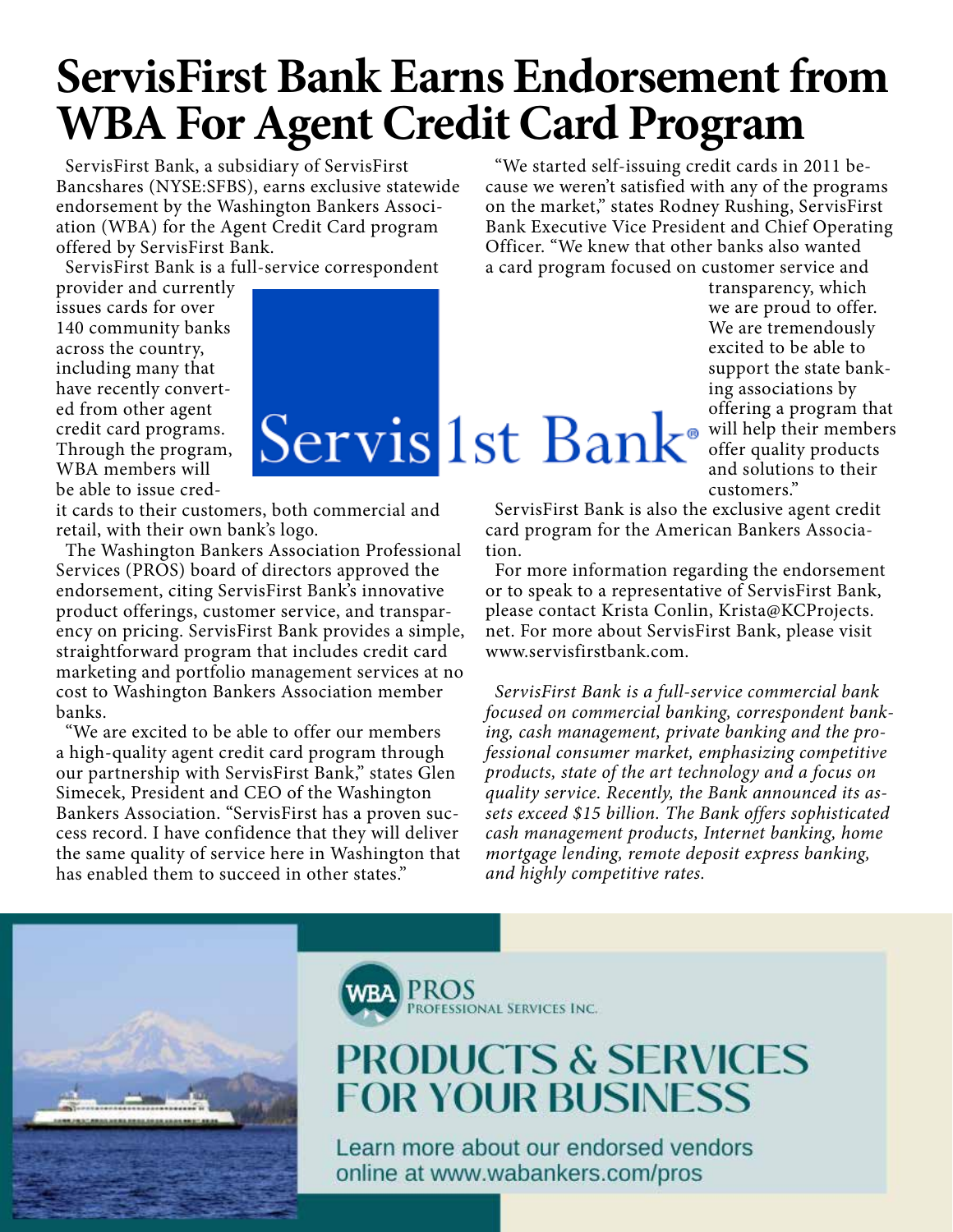# ServisFirst Bank Earns Endorsement from WBA For Agent Credit Card Program

ServisFirst Bank, a subsidiary of ServisFirst Bancshares (NYSE:SFBS), earns exclusive statewide endorsement by the Washington Bankers Association (WBA) for the Agent Credit Card program offered by ServisFirst Bank.

ServisFirst Bank is a full-service correspondent provider and currently issues cards for over 140 community banks across the country, including many that have recently converted from other agent credit card programs. Through the program, WBA members will be able to issue credit cards to their customers, both commercial and retail, with their own bank's logo.

The Washington Bankers Association Professional Services (PROS) board of directors approved the endorsement, citing ServisFirst Bank's innovative product offerings, customer service, and transparency on pricing. ServisFirst Bank provides a simple, straightforward program that includes credit card marketing and portfolio management services at no cost to Washington Bankers Association member banks.

"We are excited to be able to offer our members a high-quality agent credit card program through our partnership with ServisFirst Bank," states Glen Simecek, President and CEO of the Washington Bankers Association. "ServisFirst has a proven success record. I have confidence that they will deliver the same quality of service here in Washington that has enabled them to succeed in other states."

"We started self-issuing credit cards in 2011 because we weren't satisfied with any of the programs on the market," states Rodney Rushing, ServisFirst Bank Executive Vice President and Chief Operating Officer. "We knew that other banks also wanted a card program focused on customer service and transparency, which we are proud to offer. We are tremendously excited to be able to support the state banking associations by offering a program that will help their members offer quality products and solutions to their customers."

ServisFirst Bank is also the exclusive agent credit card program for the American Bankers Association.

For more information regarding the endorsement or to speak to a representative of ServisFirst Bank, please contact Krista Conlin, Krista@KCProjects.net. For more about ServisFirst Bank, please visit www.servisfirstbank.com.

*ServisFirst Bank is a full-service commercial bank focused on commercial banking, correspondent banking, cash management, private banking and the professional consumer market, emphasizing competitive products, state of the art technology and a focus on quality service. Recently, the Bank announced its assets exceed $15 billion. The Bank offers sophisticated cash management products, Internet banking, home mortgage lending, remote deposit express banking, and highly competitive rates.*

WBA PROS Professional Services Inc.

PRODUCTS & SERVICES FOR YOUR BUSINESS

Learn more about our endorsed vendors online at www.wabankers.com/pros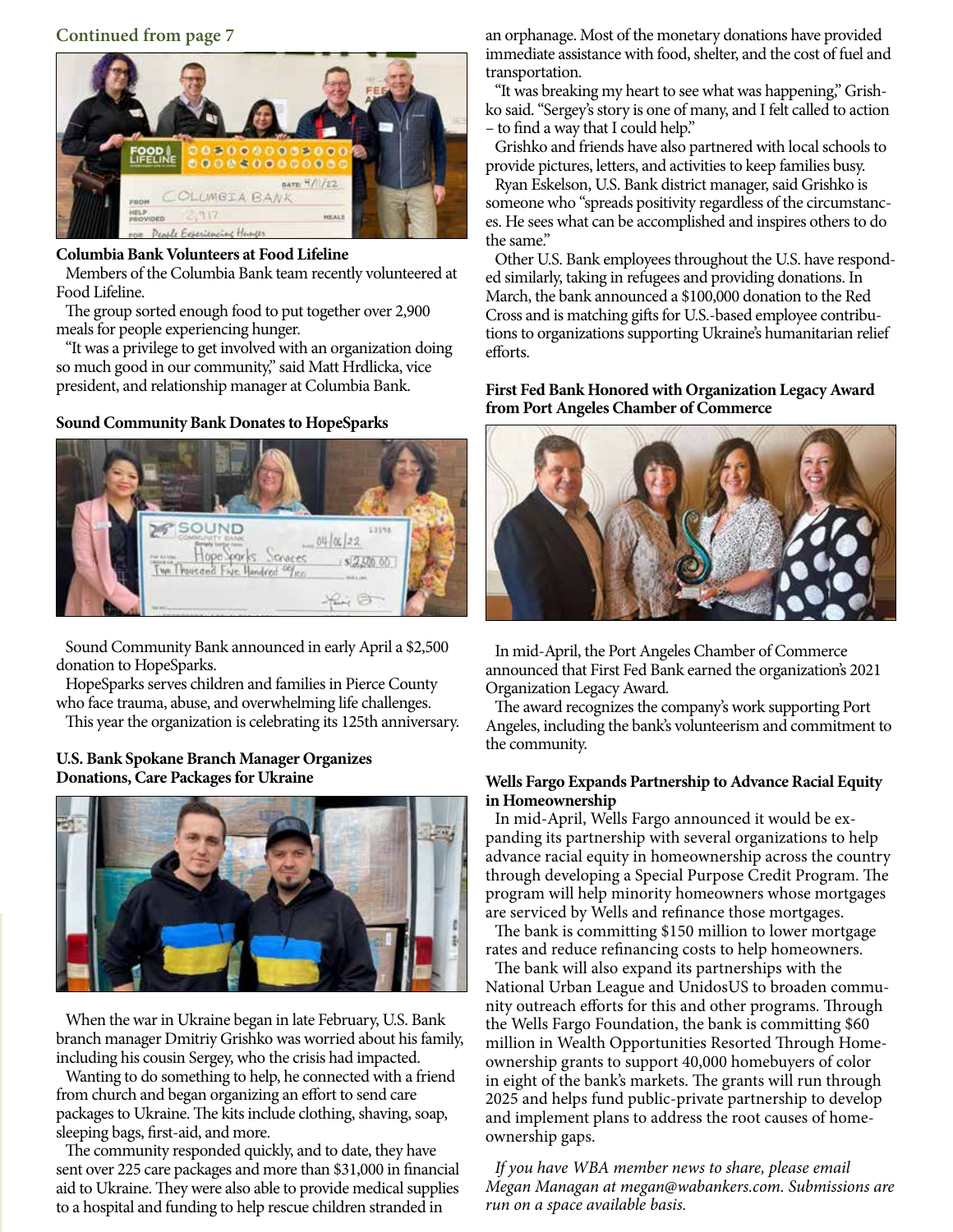Continued from page 7

**Columbia Bank Volunteers at Food Lifeline**

Members of the Columbia Bank team recently volunteered at Food Lifeline.

The group sorted enough food to put together over 2,900 meals for people experiencing hunger.

"It was a privilege to get involved with an organization doing so much good in our community," said Matt Hrdlicka, vice president, and relationship manager at Columbia Bank.

**Sound Community Bank Donates to HopeSparks**

Sound Community Bank announced in early April a $2,500 donation to HopeSparks.

HopeSparks serves children and families in Pierce County who face trauma, abuse, and overwhelming life challenges.

This year the organization is celebrating its 125th anniversary.

**U.S. Bank Spokane Branch Manager Organizes Donations, Care Packages for Ukraine**

When the war in Ukraine began in late February, U.S. Bank branch manager Dmitriy Grishko was worried about his family, including his cousin Sergey, who the crisis had impacted.

Wanting to do something to help, he connected with a friend from church and began organizing an effort to send care packages to Ukraine. The kits include clothing, shaving, soap, sleeping bags, first-aid, and more.

The community responded quickly, and to date, they have sent over 225 care packages and more than $31,000 in financial aid to Ukraine. They were also able to provide medical supplies to a hospital and funding to help rescue children stranded in an orphanage. Most of the monetary donations have provided immediate assistance with food, shelter, and the cost of fuel and transportation.

"It was breaking my heart to see what was happening," Grishko said. "Sergey's story is one of many, and I felt called to action – to find a way that I could help."

Grishko and friends have also partnered with local schools to provide pictures, letters, and activities to keep families busy.

Ryan Eskelson, U.S. Bank district manager, said Grishko is someone who "spreads positivity regardless of the circumstances. He sees what can be accomplished and inspires others to do the same."

Other U.S. Bank employees throughout the U.S. have responded similarly, taking in refugees and providing donations. In March, the bank announced a $100,000 donation to the Red Cross and is matching gifts for U.S.-based employee contributions to organizations supporting Ukraine's humanitarian relief efforts.

**First Fed Bank Honored with Organization Legacy Award from Port Angeles Chamber of Commerce**

In mid-April, the Port Angeles Chamber of Commerce announced that First Fed Bank earned the organization's 2021 Organization Legacy Award.

The award recognizes the company's work supporting Port Angeles, including the bank's volunteerism and commitment to the community.

**Wells Fargo Expands Partnership to Advance Racial Equity in Homeownership**

In mid-April, Wells Fargo announced it would be expanding its partnership with several organizations to help advance racial equity in homeownership across the country through developing a Special Purpose Credit Program. The program will help minority homeowners whose mortgages are serviced by Wells and refinance those mortgages.

The bank is committing $150 million to lower mortgage rates and reduce refinancing costs to help homeowners.

The bank will also expand its partnerships with the National Urban League and UnidosUS to broaden community outreach efforts for this and other programs. Through the Wells Fargo Foundation, the bank is committing $60 million in Wealth Opportunities Resorted Through Homeownership grants to support 40,000 homebuyers of color in eight of the bank's markets. The grants will run through 2025 and helps fund public-private partnership to develop and implement plans to address the root causes of homeownership gaps.

*If you have WBA member news to share, please email Megan Managan at megan@wabankers.com. Submissions are run on a space available basis.*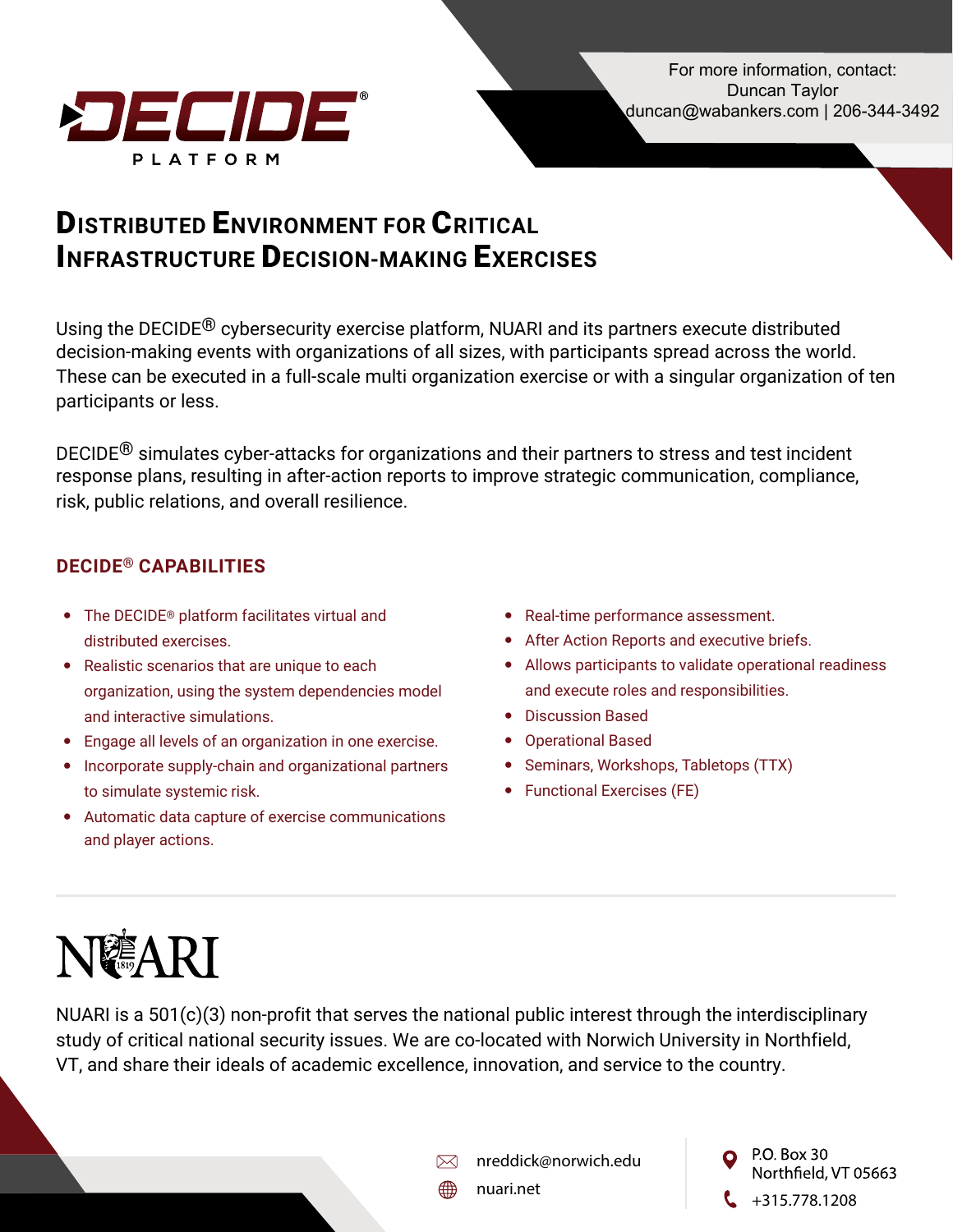For more information, contact:
Duncan Taylor
duncan@wabankers.com | 206-344-3492

DECIDE®
PLATFORM

# Distributed Environment for Critical Infrastructure Decision-making Exercises

Using the DECIDE® cybersecurity exercise platform, NUARI and its partners execute distributed decision-making events with organizations of all sizes, with participants spread across the world. These can be executed in a full-scale multi organization exercise or with a singular organization of ten participants or less.

DECIDE® simulates cyber-attacks for organizations and their partners to stress and test incident response plans, resulting in after-action reports to improve strategic communication, compliance, risk, public relations, and overall resilience.

## DECIDE® CAPABILITIES

- The DECIDE® platform facilitates virtual and distributed exercises.
- Realistic scenarios that are unique to each organization, using the system dependencies model and interactive simulations.
- Engage all levels of an organization in one exercise.
- Incorporate supply-chain and organizational partners to simulate systemic risk.
- Automatic data capture of exercise communications and player actions.
- Real-time performance assessment.
- After Action Reports and executive briefs.
- Allows participants to validate operational readiness and execute roles and responsibilities.
- Discussion Based
- Operational Based
- Seminars, Workshops, Tabletops (TTX)
- Functional Exercises (FE)

---

NUARI

NUARI is a 501(c)(3) non-profit that serves the national public interest through the interdisciplinary study of critical national security issues. We are co-located with Norwich University in Northfield, VT, and share their ideals of academic excellence, innovation, and service to the country.

nreddick@norwich.edu
nuari.net

P.O. Box 30
Northfield, VT 05663
+315.778.1208